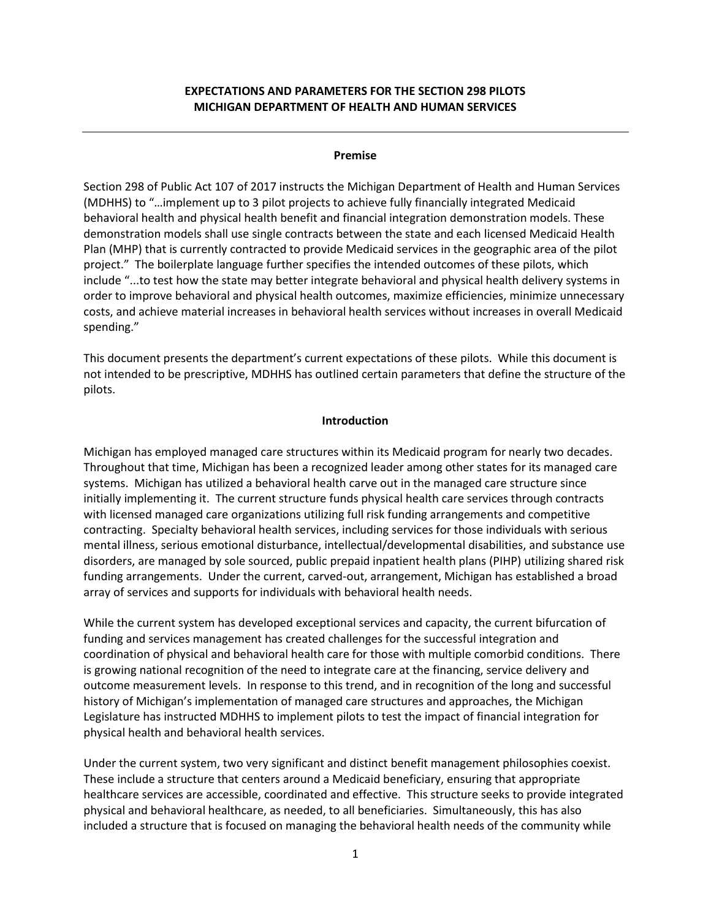# EXPECTATIONS AND PARAMETERS FOR THE SECTION 298 PILOTS
# MICHIGAN DEPARTMENT OF HEALTH AND HUMAN SERVICES

---

## Premise

Section 298 of Public Act 107 of 2017 instructs the Michigan Department of Health and Human Services (MDHHS) to "…implement up to 3 pilot projects to achieve fully financially integrated Medicaid behavioral health and physical health benefit and financial integration demonstration models. These demonstration models shall use single contracts between the state and each licensed Medicaid Health Plan (MHP) that is currently contracted to provide Medicaid services in the geographic area of the pilot project." The boilerplate language further specifies the intended outcomes of these pilots, which include "...to test how the state may better integrate behavioral and physical health delivery systems in order to improve behavioral and physical health outcomes, maximize efficiencies, minimize unnecessary costs, and achieve material increases in behavioral health services without increases in overall Medicaid spending."

This document presents the department's current expectations of these pilots. While this document is not intended to be prescriptive, MDHHS has outlined certain parameters that define the structure of the pilots.

## Introduction

Michigan has employed managed care structures within its Medicaid program for nearly two decades. Throughout that time, Michigan has been a recognized leader among other states for its managed care systems. Michigan has utilized a behavioral health carve out in the managed care structure since initially implementing it. The current structure funds physical health care services through contracts with licensed managed care organizations utilizing full risk funding arrangements and competitive contracting. Specialty behavioral health services, including services for those individuals with serious mental illness, serious emotional disturbance, intellectual/developmental disabilities, and substance use disorders, are managed by sole sourced, public prepaid inpatient health plans (PIHP) utilizing shared risk funding arrangements. Under the current, carved-out, arrangement, Michigan has established a broad array of services and supports for individuals with behavioral health needs.

While the current system has developed exceptional services and capacity, the current bifurcation of funding and services management has created challenges for the successful integration and coordination of physical and behavioral health care for those with multiple comorbid conditions. There is growing national recognition of the need to integrate care at the financing, service delivery and outcome measurement levels. In response to this trend, and in recognition of the long and successful history of Michigan's implementation of managed care structures and approaches, the Michigan Legislature has instructed MDHHS to implement pilots to test the impact of financial integration for physical health and behavioral health services.

Under the current system, two very significant and distinct benefit management philosophies coexist. These include a structure that centers around a Medicaid beneficiary, ensuring that appropriate healthcare services are accessible, coordinated and effective. This structure seeks to provide integrated physical and behavioral healthcare, as needed, to all beneficiaries. Simultaneously, this has also included a structure that is focused on managing the behavioral health needs of the community while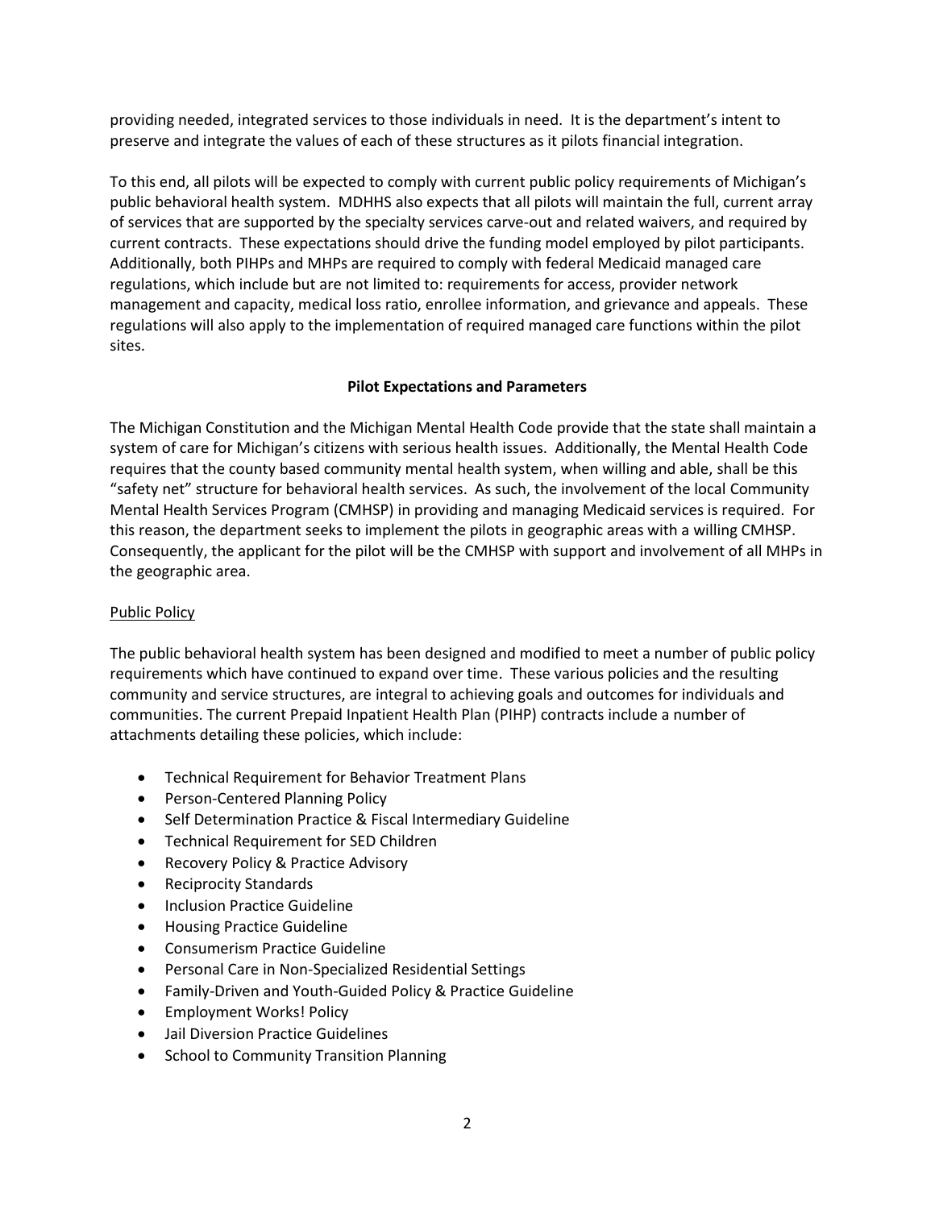providing needed, integrated services to those individuals in need. It is the department's intent to preserve and integrate the values of each of these structures as it pilots financial integration.

To this end, all pilots will be expected to comply with current public policy requirements of Michigan's public behavioral health system. MDHHS also expects that all pilots will maintain the full, current array of services that are supported by the specialty services carve-out and related waivers, and required by current contracts. These expectations should drive the funding model employed by pilot participants. Additionally, both PIHPs and MHPs are required to comply with federal Medicaid managed care regulations, which include but are not limited to: requirements for access, provider network management and capacity, medical loss ratio, enrollee information, and grievance and appeals. These regulations will also apply to the implementation of required managed care functions within the pilot sites.

## Pilot Expectations and Parameters

The Michigan Constitution and the Michigan Mental Health Code provide that the state shall maintain a system of care for Michigan's citizens with serious health issues. Additionally, the Mental Health Code requires that the county based community mental health system, when willing and able, shall be this "safety net" structure for behavioral health services. As such, the involvement of the local Community Mental Health Services Program (CMHSP) in providing and managing Medicaid services is required. For this reason, the department seeks to implement the pilots in geographic areas with a willing CMHSP. Consequently, the applicant for the pilot will be the CMHSP with support and involvement of all MHPs in the geographic area.

### Public Policy

The public behavioral health system has been designed and modified to meet a number of public policy requirements which have continued to expand over time. These various policies and the resulting community and service structures, are integral to achieving goals and outcomes for individuals and communities. The current Prepaid Inpatient Health Plan (PIHP) contracts include a number of attachments detailing these policies, which include:

- Technical Requirement for Behavior Treatment Plans
- Person-Centered Planning Policy
- Self Determination Practice & Fiscal Intermediary Guideline
- Technical Requirement for SED Children
- Recovery Policy & Practice Advisory
- Reciprocity Standards
- Inclusion Practice Guideline
- Housing Practice Guideline
- Consumerism Practice Guideline
- Personal Care in Non-Specialized Residential Settings
- Family-Driven and Youth-Guided Policy & Practice Guideline
- Employment Works! Policy
- Jail Diversion Practice Guidelines
- School to Community Transition Planning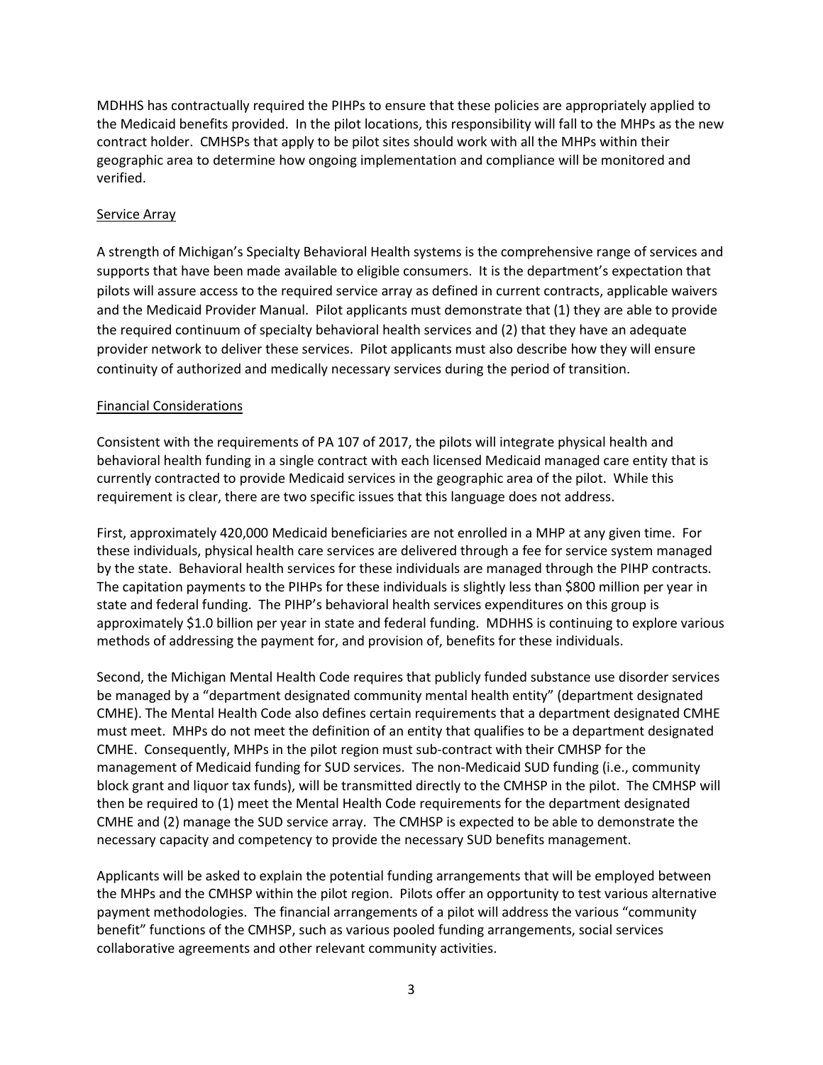MDHHS has contractually required the PIHPs to ensure that these policies are appropriately applied to the Medicaid benefits provided. In the pilot locations, this responsibility will fall to the MHPs as the new contract holder. CMHSPs that apply to be pilot sites should work with all the MHPs within their geographic area to determine how ongoing implementation and compliance will be monitored and verified.

<u>Service Array</u>

A strength of Michigan's Specialty Behavioral Health systems is the comprehensive range of services and supports that have been made available to eligible consumers. It is the department's expectation that pilots will assure access to the required service array as defined in current contracts, applicable waivers and the Medicaid Provider Manual. Pilot applicants must demonstrate that (1) they are able to provide the required continuum of specialty behavioral health services and (2) that they have an adequate provider network to deliver these services. Pilot applicants must also describe how they will ensure continuity of authorized and medically necessary services during the period of transition.

<u>Financial Considerations</u>

Consistent with the requirements of PA 107 of 2017, the pilots will integrate physical health and behavioral health funding in a single contract with each licensed Medicaid managed care entity that is currently contracted to provide Medicaid services in the geographic area of the pilot. While this requirement is clear, there are two specific issues that this language does not address.

First, approximately 420,000 Medicaid beneficiaries are not enrolled in a MHP at any given time. For these individuals, physical health care services are delivered through a fee for service system managed by the state. Behavioral health services for these individuals are managed through the PIHP contracts. The capitation payments to the PIHPs for these individuals is slightly less than $800 million per year in state and federal funding. The PIHP's behavioral health services expenditures on this group is approximately $1.0 billion per year in state and federal funding. MDHHS is continuing to explore various methods of addressing the payment for, and provision of, benefits for these individuals.

Second, the Michigan Mental Health Code requires that publicly funded substance use disorder services be managed by a "department designated community mental health entity" (department designated CMHE). The Mental Health Code also defines certain requirements that a department designated CMHE must meet. MHPs do not meet the definition of an entity that qualifies to be a department designated CMHE. Consequently, MHPs in the pilot region must sub-contract with their CMHSP for the management of Medicaid funding for SUD services. The non-Medicaid SUD funding (i.e., community block grant and liquor tax funds), will be transmitted directly to the CMHSP in the pilot. The CMHSP will then be required to (1) meet the Mental Health Code requirements for the department designated CMHE and (2) manage the SUD service array. The CMHSP is expected to be able to demonstrate the necessary capacity and competency to provide the necessary SUD benefits management.

Applicants will be asked to explain the potential funding arrangements that will be employed between the MHPs and the CMHSP within the pilot region. Pilots offer an opportunity to test various alternative payment methodologies. The financial arrangements of a pilot will address the various "community benefit" functions of the CMHSP, such as various pooled funding arrangements, social services collaborative agreements and other relevant community activities.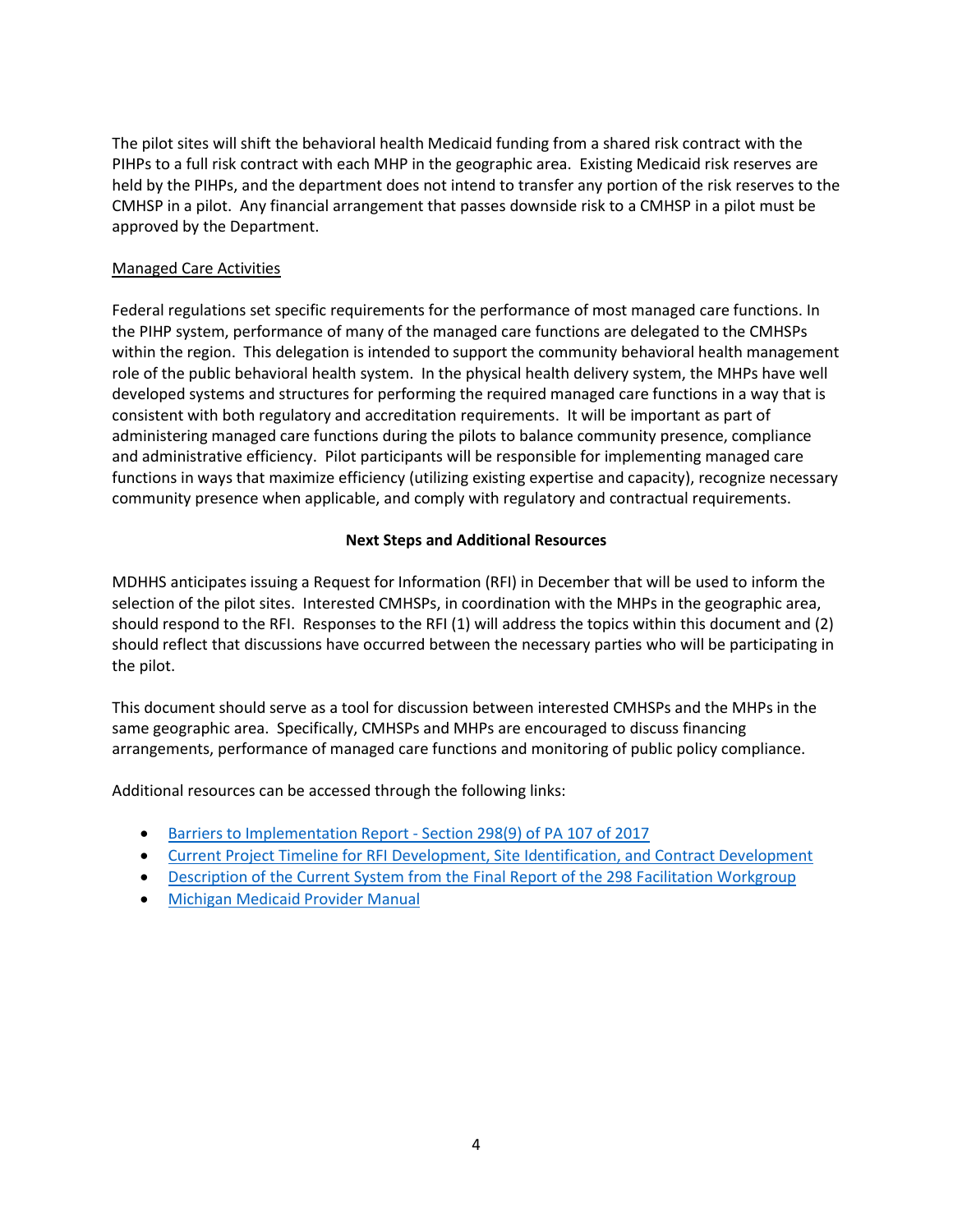The pilot sites will shift the behavioral health Medicaid funding from a shared risk contract with the PIHPs to a full risk contract with each MHP in the geographic area. Existing Medicaid risk reserves are held by the PIHPs, and the department does not intend to transfer any portion of the risk reserves to the CMHSP in a pilot. Any financial arrangement that passes downside risk to a CMHSP in a pilot must be approved by the Department.

<u>Managed Care Activities</u>

Federal regulations set specific requirements for the performance of most managed care functions. In the PIHP system, performance of many of the managed care functions are delegated to the CMHSPs within the region. This delegation is intended to support the community behavioral health management role of the public behavioral health system. In the physical health delivery system, the MHPs have well developed systems and structures for performing the required managed care functions in a way that is consistent with both regulatory and accreditation requirements. It will be important as part of administering managed care functions during the pilots to balance community presence, compliance and administrative efficiency. Pilot participants will be responsible for implementing managed care functions in ways that maximize efficiency (utilizing existing expertise and capacity), recognize necessary community presence when applicable, and comply with regulatory and contractual requirements.

**Next Steps and Additional Resources**

MDHHS anticipates issuing a Request for Information (RFI) in December that will be used to inform the selection of the pilot sites. Interested CMHSPs, in coordination with the MHPs in the geographic area, should respond to the RFI. Responses to the RFI (1) will address the topics within this document and (2) should reflect that discussions have occurred between the necessary parties who will be participating in the pilot.

This document should serve as a tool for discussion between interested CMHSPs and the MHPs in the same geographic area. Specifically, CMHSPs and MHPs are encouraged to discuss financing arrangements, performance of managed care functions and monitoring of public policy compliance.

Additional resources can be accessed through the following links:

- Barriers to Implementation Report - Section 298(9) of PA 107 of 2017
- Current Project Timeline for RFI Development, Site Identification, and Contract Development
- Description of the Current System from the Final Report of the 298 Facilitation Workgroup
- Michigan Medicaid Provider Manual